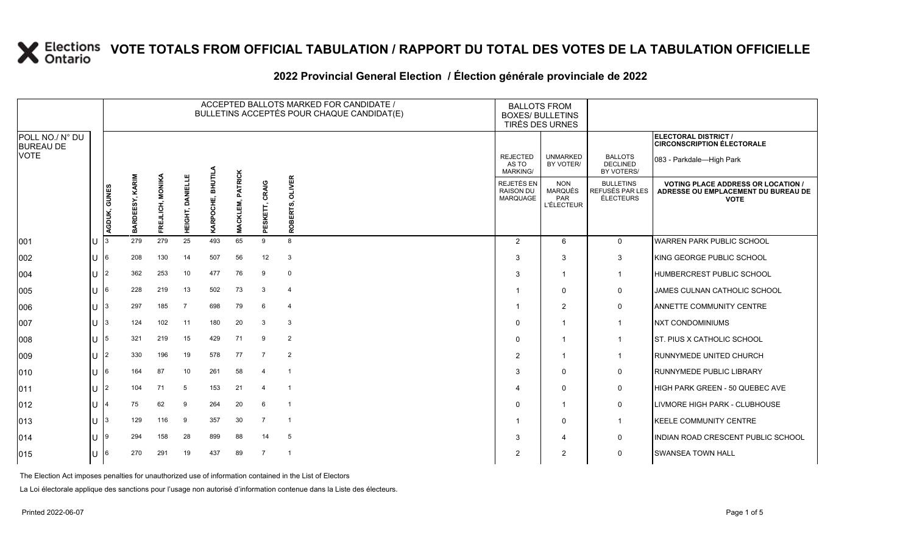# VOTE TOTALS FROM OFFICIAL TABULATION / RAPPORT DU TOTAL DES VOTES DE LA TABULATION OFFICIELLE

## 2022 Provincial General Election / Élection générale provinciale de 2022

**ELECTORAL DISTRICT / CIRCONSCRIPTION ÉLECTORALE:** 083 - Parkdale—High Park

| POLL NO./ N° DU BUREAU DE VOTE | | ACCEPTED BALLOTS MARKED FOR CANDIDATE / BULLETINS ACCEPTÉS POUR CHAQUE CANDIDAT(E) | | | | | | | | BALLOTS FROM BOXES/ BULLETINS TIRÉS DES URNES | | | |
|---|---|---|---|---|---|---|---|---|---|---|---|---|---|
| | | AGDUK, GUNES | BARDEESY, KARIM | FREJLICH, MONIKA | HEIGHT, DANIELLE | KARPOCHE, BHUTILA | MACKLEM, PATRICK | PESKETT, CRAIG | ROBERTS, OLIVER | REJECTED AS TO MARKING/ REJETÉS EN RAISON DU MARQUAGE | UNMARKED BY VOTER/ NON MARQUÉS PAR L'ÉLECTEUR | BALLOTS DECLINED BY VOTERS/ BULLETINS REFUSÉS PAR LES ÉLECTEURS | VOTING PLACE ADDRESS OR LOCATION / ADRESSE OU EMPLACEMENT DU BUREAU DE VOTE |
| 001 | U | 3 | 279 | 279 | 25 | 493 | 65 | 9 | 8 | 2 | 6 | 0 | WARREN PARK PUBLIC SCHOOL |
| 002 | U | 6 | 208 | 130 | 14 | 507 | 56 | 12 | 3 | 3 | 3 | 3 | KING GEORGE PUBLIC SCHOOL |
| 004 | U | 2 | 362 | 253 | 10 | 477 | 76 | 9 | 0 | 3 | 1 | 1 | HUMBERCREST PUBLIC SCHOOL |
| 005 | U | 6 | 228 | 219 | 13 | 502 | 73 | 3 | 4 | 1 | 0 | 0 | JAMES CULNAN CATHOLIC SCHOOL |
| 006 | U | 3 | 297 | 185 | 7 | 698 | 79 | 6 | 4 | 1 | 2 | 0 | ANNETTE COMMUNITY CENTRE |
| 007 | U | 3 | 124 | 102 | 11 | 180 | 20 | 3 | 3 | 0 | 1 | 1 | NXT CONDOMINIUMS |
| 008 | U | 5 | 321 | 219 | 15 | 429 | 71 | 9 | 2 | 0 | 1 | 1 | ST. PIUS X CATHOLIC SCHOOL |
| 009 | U | 2 | 330 | 196 | 19 | 578 | 77 | 7 | 2 | 2 | 1 | 1 | RUNNYMEDE UNITED CHURCH |
| 010 | U | 6 | 164 | 87 | 10 | 261 | 58 | 4 | 1 | 3 | 0 | 0 | RUNNYMEDE PUBLIC LIBRARY |
| 011 | U | 2 | 104 | 71 | 5 | 153 | 21 | 4 | 1 | 4 | 0 | 0 | HIGH PARK GREEN - 50 QUEBEC AVE |
| 012 | U | 4 | 75 | 62 | 9 | 264 | 20 | 6 | 1 | 0 | 1 | 0 | LIVMORE HIGH PARK - CLUBHOUSE |
| 013 | U | 3 | 129 | 116 | 9 | 357 | 30 | 7 | 1 | 1 | 0 | 1 | KEELE COMMUNITY CENTRE |
| 014 | U | 9 | 294 | 158 | 28 | 899 | 88 | 14 | 5 | 3 | 4 | 0 | INDIAN ROAD CRESCENT PUBLIC SCHOOL |
| 015 | U | 6 | 270 | 291 | 19 | 437 | 89 | 7 | 1 | 2 | 2 | 0 | SWANSEA TOWN HALL |

The Election Act imposes penalties for unauthorized use of information contained in the List of Electors

La Loi électorale applique des sanctions pour l'usage non autorisé d'information contenue dans la Liste des électeurs.

Printed 2022-06-07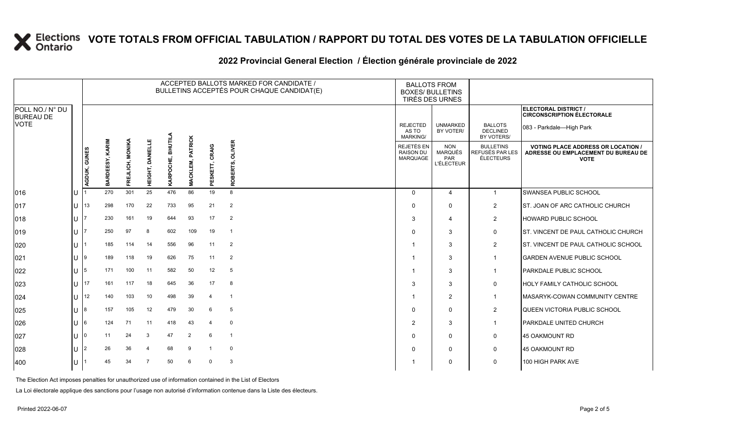# VOTE TOTALS FROM OFFICIAL TABULATION / RAPPORT DU TOTAL DES VOTES DE LA TABULATION OFFICIELLE

## 2022 Provincial General Election / Élection générale provinciale de 2022

ELECTORAL DISTRICT / CIRCONSCRIPTION ÉLECTORALE: 083 - Parkdale—High Park

| POLL NO./ N° DU BUREAU DE VOTE | | ACCEPTED BALLOTS MARKED FOR CANDIDATE / BULLETINS ACCEPTÉS POUR CHAQUE CANDIDAT(E) | | | | | | | | BALLOTS FROM BOXES/ BULLETINS TIRÉS DES URNES | | | |
|---|---|---|---|---|---|---|---|---|---|---|---|---|---|
| | | AGDUK, GUNES | BARDEESY, KARIM | FREJLICH, MONIKA | HEIGHT, DANIELLE | KARPOCHE, BHUTILA | MACKLEM, PATRICK | PESKETT, CRAIG | ROBERTS, OLIVER | REJECTED AS TO MARKING/ REJETÉS EN RAISON DU MARQUAGE | UNMARKED BY VOTER/ NON MARQUÉS PAR L'ÉLECTEUR | BALLOTS DECLINED BY VOTERS/ BULLETINS REFUSÉS PAR LES ÉLECTEURS | VOTING PLACE ADDRESS OR LOCATION / ADRESSE OU EMPLACEMENT DU BUREAU DE VOTE |
| 016 | U | 1 | 270 | 301 | 25 | 476 | 86 | 19 | 8 | 0 | 4 | 1 | SWANSEA PUBLIC SCHOOL |
| 017 | U | 13 | 298 | 170 | 22 | 733 | 95 | 21 | 2 | 0 | 0 | 2 | ST. JOAN OF ARC CATHOLIC CHURCH |
| 018 | U | 7 | 230 | 161 | 19 | 644 | 93 | 17 | 2 | 3 | 4 | 2 | HOWARD PUBLIC SCHOOL |
| 019 | U | 7 | 250 | 97 | 8 | 602 | 109 | 19 | 1 | 0 | 3 | 0 | ST. VINCENT DE PAUL CATHOLIC CHURCH |
| 020 | U | 1 | 185 | 114 | 14 | 556 | 96 | 11 | 2 | 1 | 3 | 2 | ST. VINCENT DE PAUL CATHOLIC SCHOOL |
| 021 | U | 9 | 189 | 118 | 19 | 626 | 75 | 11 | 2 | 1 | 3 | 1 | GARDEN AVENUE PUBLIC SCHOOL |
| 022 | U | 5 | 171 | 100 | 11 | 582 | 50 | 12 | 5 | 1 | 3 | 1 | PARKDALE PUBLIC SCHOOL |
| 023 | U | 17 | 161 | 117 | 18 | 645 | 36 | 17 | 8 | 3 | 3 | 0 | HOLY FAMILY CATHOLIC SCHOOL |
| 024 | U | 12 | 140 | 103 | 10 | 498 | 39 | 4 | 1 | 1 | 2 | 1 | MASARYK-COWAN COMMUNITY CENTRE |
| 025 | U | 8 | 157 | 105 | 12 | 479 | 30 | 6 | 5 | 0 | 0 | 2 | QUEEN VICTORIA PUBLIC SCHOOL |
| 026 | U | 6 | 124 | 71 | 11 | 418 | 43 | 4 | 0 | 2 | 3 | 1 | PARKDALE UNITED CHURCH |
| 027 | U | 0 | 11 | 24 | 3 | 47 | 2 | 6 | 1 | 0 | 0 | 0 | 45 OAKMOUNT RD |
| 028 | U | 2 | 26 | 36 | 4 | 68 | 9 | 1 | 0 | 0 | 0 | 0 | 45 OAKMOUNT RD |
| 400 | U | 1 | 45 | 34 | 7 | 50 | 6 | 0 | 3 | 1 | 0 | 0 | 100 HIGH PARK AVE |

The Election Act imposes penalties for unauthorized use of information contained in the List of Electors

La Loi électorale applique des sanctions pour l'usage non autorisé d'information contenue dans la Liste des électeurs.

Printed 2022-06-07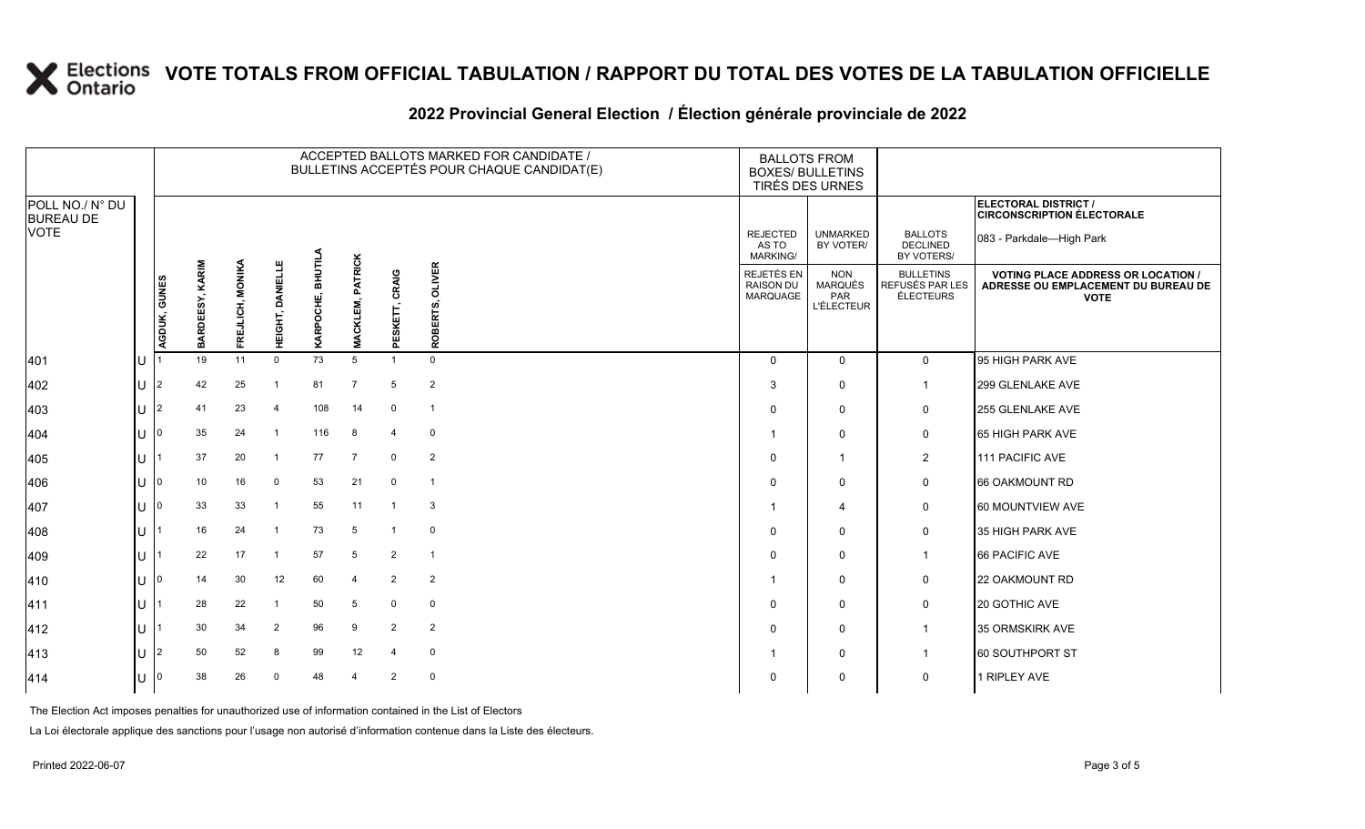# VOTE TOTALS FROM OFFICIAL TABULATION / RAPPORT DU TOTAL DES VOTES DE LA TABULATION OFFICIELLE

## 2022 Provincial General Election / Élection générale provinciale de 2022

ELECTORAL DISTRICT / CIRCONSCRIPTION ÉLECTORALE: 083 - Parkdale—High Park

| POLL NO./ N° DU BUREAU DE VOTE | | ACCEPTED BALLOTS MARKED FOR CANDIDATE / BULLETINS ACCEPTÉS POUR CHAQUE CANDIDAT(E) | | | | | | | | BALLOTS FROM BOXES/ BULLETINS TIRÉS DES URNES | | | |
|---|---|---|---|---|---|---|---|---|---|---|---|---|---|
| | | AGDUK, GUNES | BARDEESY, KARIM | FREJLICH, MONIKA | HEIGHT, DANIELLE | KARPOCHE, BHUTILA | MACKLEM, PATRICK | PESKETT, CRAIG | ROBERTS, OLIVER | REJECTED AS TO MARKING/ REJETÉS EN RAISON DU MARQUAGE | UNMARKED BY VOTER/ NON MARQUÉS PAR L'ÉLECTEUR | BALLOTS DECLINED BY VOTERS/ BULLETINS REFUSÉS PAR LES ÉLECTEURS | VOTING PLACE ADDRESS OR LOCATION / ADRESSE OU EMPLACEMENT DU BUREAU DE VOTE |
| 401 | U | 1 | 19 | 11 | 0 | 73 | 5 | 1 | 0 | 0 | 0 | 0 | 95 HIGH PARK AVE |
| 402 | U | 2 | 42 | 25 | 1 | 81 | 7 | 5 | 2 | 3 | 0 | 1 | 299 GLENLAKE AVE |
| 403 | U | 2 | 41 | 23 | 4 | 108 | 14 | 0 | 1 | 0 | 0 | 0 | 255 GLENLAKE AVE |
| 404 | U | 0 | 35 | 24 | 1 | 116 | 8 | 4 | 0 | 1 | 0 | 0 | 65 HIGH PARK AVE |
| 405 | U | 1 | 37 | 20 | 1 | 77 | 7 | 0 | 2 | 0 | 1 | 2 | 111 PACIFIC AVE |
| 406 | U | 0 | 10 | 16 | 0 | 53 | 21 | 0 | 1 | 0 | 0 | 0 | 66 OAKMOUNT RD |
| 407 | U | 0 | 33 | 33 | 1 | 55 | 11 | 1 | 3 | 1 | 4 | 0 | 60 MOUNTVIEW AVE |
| 408 | U | 1 | 16 | 24 | 1 | 73 | 5 | 1 | 0 | 0 | 0 | 0 | 35 HIGH PARK AVE |
| 409 | U | 1 | 22 | 17 | 1 | 57 | 5 | 2 | 1 | 0 | 0 | 1 | 66 PACIFIC AVE |
| 410 | U | 0 | 14 | 30 | 12 | 60 | 4 | 2 | 2 | 1 | 0 | 0 | 22 OAKMOUNT RD |
| 411 | U | 1 | 28 | 22 | 1 | 50 | 5 | 0 | 0 | 0 | 0 | 0 | 20 GOTHIC AVE |
| 412 | U | 1 | 30 | 34 | 2 | 96 | 9 | 2 | 2 | 0 | 0 | 1 | 35 ORMSKIRK AVE |
| 413 | U | 2 | 50 | 52 | 8 | 99 | 12 | 4 | 0 | 1 | 0 | 1 | 60 SOUTHPORT ST |
| 414 | U | 0 | 38 | 26 | 0 | 48 | 4 | 2 | 0 | 0 | 0 | 0 | 1 RIPLEY AVE |

The Election Act imposes penalties for unauthorized use of information contained in the List of Electors

La Loi électorale applique des sanctions pour l'usage non autorisé d'information contenue dans la Liste des électeurs.

Printed 2022-06-07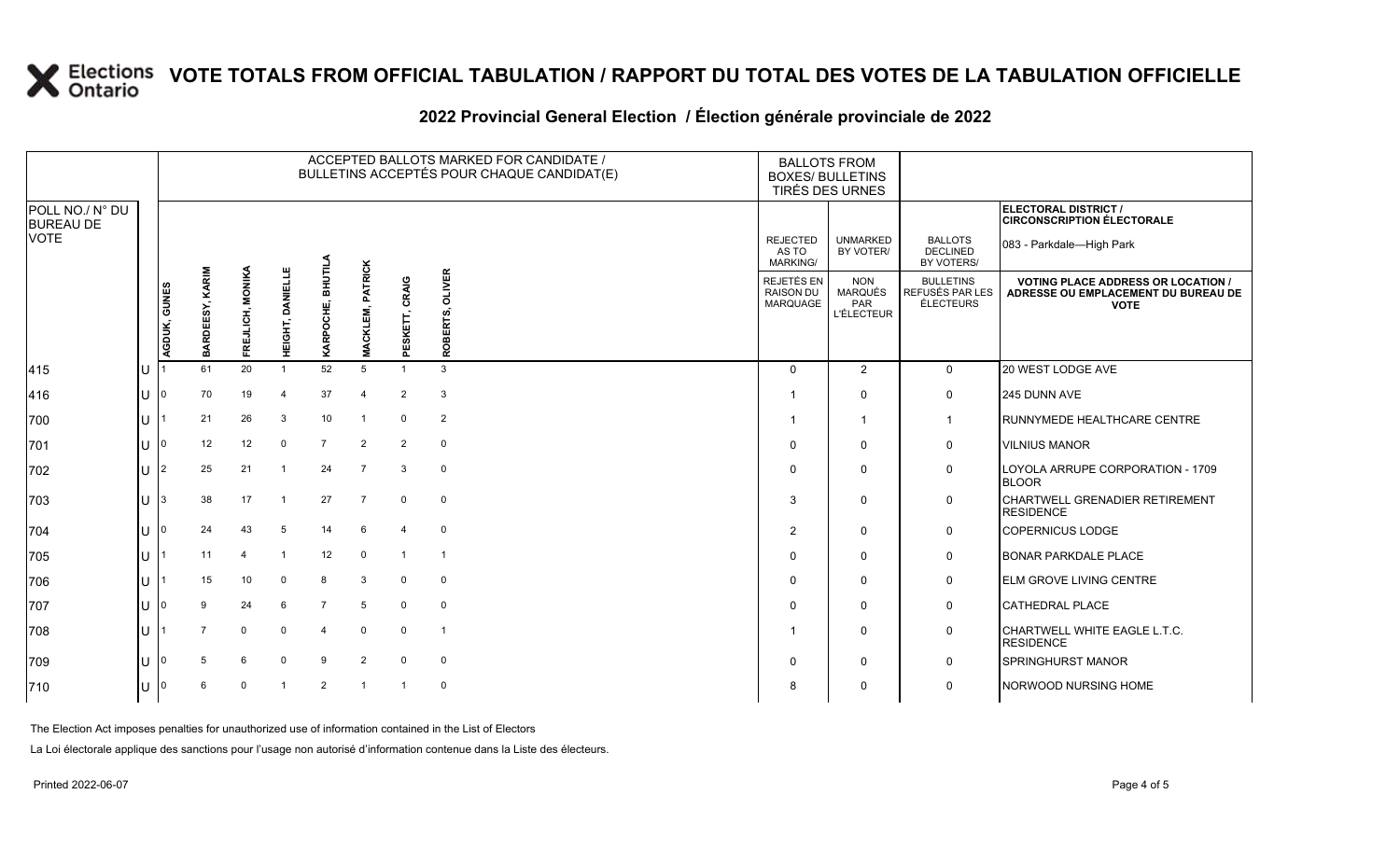# VOTE TOTALS FROM OFFICIAL TABULATION / RAPPORT DU TOTAL DES VOTES DE LA TABULATION OFFICIELLE

## 2022 Provincial General Election / Élection générale provinciale de 2022

ELECTORAL DISTRICT / CIRCONSCRIPTION ÉLECTORALE: 083 - Parkdale—High Park

| POLL NO./ N° DU BUREAU DE VOTE | | ACCEPTED BALLOTS MARKED FOR CANDIDATE / BULLETINS ACCEPTÉS POUR CHAQUE CANDIDAT(E) | | | | | | | | BALLOTS FROM BOXES/ BULLETINS TIRÉS DES URNES | | | |
|---|---|---|---|---|---|---|---|---|---|---|---|---|---|
| | | AGDUK, GUNES | BARDEESY, KARIM | FREJLICH, MONIKA | HEIGHT, DANIELLE | KARPOCHE, BHUTILA | MACKLEM, PATRICK | PESKETT, CRAIG | ROBERTS, OLIVER | REJECTED AS TO MARKING/ REJETÉS EN RAISON DU MARQUAGE | UNMARKED BY VOTER/ NON MARQUÉS PAR L'ÉLECTEUR | BALLOTS DECLINED BY VOTERS/ BULLETINS REFUSÉS PAR LES ÉLECTEURS | VOTING PLACE ADDRESS OR LOCATION / ADRESSE OU EMPLACEMENT DU BUREAU DE VOTE |
| 415 | U | 1 | 61 | 20 | 1 | 52 | 5 | 1 | 3 | 0 | 2 | 0 | 20 WEST LODGE AVE |
| 416 | U | 0 | 70 | 19 | 4 | 37 | 4 | 2 | 3 | 1 | 0 | 0 | 245 DUNN AVE |
| 700 | U | 1 | 21 | 26 | 3 | 10 | 1 | 0 | 2 | 1 | 1 | 1 | RUNNYMEDE HEALTHCARE CENTRE |
| 701 | U | 0 | 12 | 12 | 0 | 7 | 2 | 2 | 0 | 0 | 0 | 0 | VILNIUS MANOR |
| 702 | U | 2 | 25 | 21 | 1 | 24 | 7 | 3 | 0 | 0 | 0 | 0 | LOYOLA ARRUPE CORPORATION - 1709 BLOOR |
| 703 | U | 3 | 38 | 17 | 1 | 27 | 7 | 0 | 0 | 3 | 0 | 0 | CHARTWELL GRENADIER RETIREMENT RESIDENCE |
| 704 | U | 0 | 24 | 43 | 5 | 14 | 6 | 4 | 0 | 2 | 0 | 0 | COPERNICUS LODGE |
| 705 | U | 1 | 11 | 4 | 1 | 12 | 0 | 1 | 1 | 0 | 0 | 0 | BONAR PARKDALE PLACE |
| 706 | U | 1 | 15 | 10 | 0 | 8 | 3 | 0 | 0 | 0 | 0 | 0 | ELM GROVE LIVING CENTRE |
| 707 | U | 0 | 9 | 24 | 6 | 7 | 5 | 0 | 0 | 0 | 0 | 0 | CATHEDRAL PLACE |
| 708 | U | 1 | 7 | 0 | 0 | 4 | 0 | 0 | 1 | 1 | 0 | 0 | CHARTWELL WHITE EAGLE L.T.C. RESIDENCE |
| 709 | U | 0 | 5 | 6 | 0 | 9 | 2 | 0 | 0 | 0 | 0 | 0 | SPRINGHURST MANOR |
| 710 | U | 0 | 6 | 0 | 1 | 2 | 1 | 1 | 0 | 8 | 0 | 0 | NORWOOD NURSING HOME |

The Election Act imposes penalties for unauthorized use of information contained in the List of Electors

La Loi électorale applique des sanctions pour l'usage non autorisé d'information contenue dans la Liste des électeurs.

Printed 2022-06-07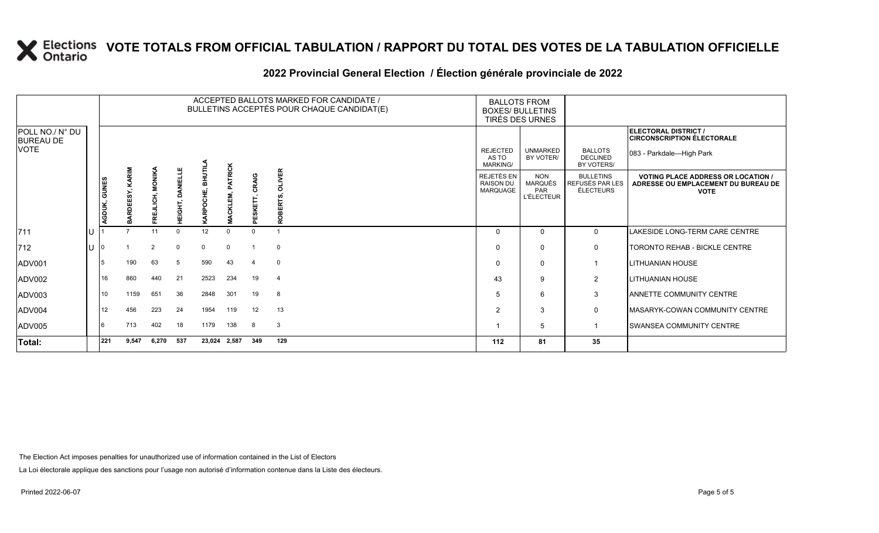# VOTE TOTALS FROM OFFICIAL TABULATION / RAPPORT DU TOTAL DES VOTES DE LA TABULATION OFFICIELLE

## 2022 Provincial General Election / Élection générale provinciale de 2022

| POLL NO./ N° DU BUREAU DE VOTE | | ACCEPTED BALLOTS MARKED FOR CANDIDATE / BULLETINS ACCEPTÉS POUR CHAQUE CANDIDAT(E) | | | | | | | | BALLOTS FROM BOXES/ BULLETINS TIRÉS DES URNES | | | ELECTORAL DISTRICT / CIRCONSCRIPTION ÉLECTORALE 083 - Parkdale—High Park |
|---|---|---|---|---|---|---|---|---|---|---|---|---|---|
| | | AGDUK, GUNES | BARDEESY, KARIM | FREJLICH, MONIKA | HEIGHT, DANIELLE | KARPOCHE, BHUTILA | MACKLEM, PATRICK | PESKETT, CRAIG | ROBERTS, OLIVER | REJECTED AS TO MARKING/ REJETÉS EN RAISON DU MARQUAGE | UNMARKED BY VOTER/ NON MARQUÉS PAR L'ÉLECTEUR | BALLOTS DECLINED BY VOTERS/ BULLETINS REFUSÉS PAR LES ÉLECTEURS | VOTING PLACE ADDRESS OR LOCATION / ADRESSE OU EMPLACEMENT DU BUREAU DE VOTE |
| 711 | U | 1 | 7 | 11 | 0 | 12 | 0 | 0 | 1 | 0 | 0 | 0 | LAKESIDE LONG-TERM CARE CENTRE |
| 712 | U | 0 | 1 | 2 | 0 | 0 | 0 | 1 | 0 | 0 | 0 | 0 | TORONTO REHAB - BICKLE CENTRE |
| ADV001 | | 5 | 190 | 63 | 5 | 590 | 43 | 4 | 0 | 0 | 0 | 1 | LITHUANIAN HOUSE |
| ADV002 | | 16 | 860 | 440 | 21 | 2523 | 234 | 19 | 4 | 43 | 9 | 2 | LITHUANIAN HOUSE |
| ADV003 | | 10 | 1159 | 651 | 36 | 2848 | 301 | 19 | 8 | 5 | 6 | 3 | ANNETTE COMMUNITY CENTRE |
| ADV004 | | 12 | 456 | 223 | 24 | 1954 | 119 | 12 | 13 | 2 | 3 | 0 | MASARYK-COWAN COMMUNITY CENTRE |
| ADV005 | | 6 | 713 | 402 | 18 | 1179 | 138 | 8 | 3 | 1 | 5 | 1 | SWANSEA COMMUNITY CENTRE |
| **Total:** | | 221 | 9,547 | 6,270 | 537 | 23,024 | 2,587 | 349 | 129 | 112 | 81 | 35 | |

The Election Act imposes penalties for unauthorized use of information contained in the List of Electors

La Loi électorale applique des sanctions pour l'usage non autorisé d'information contenue dans la Liste des électeurs.

Printed 2022-06-07